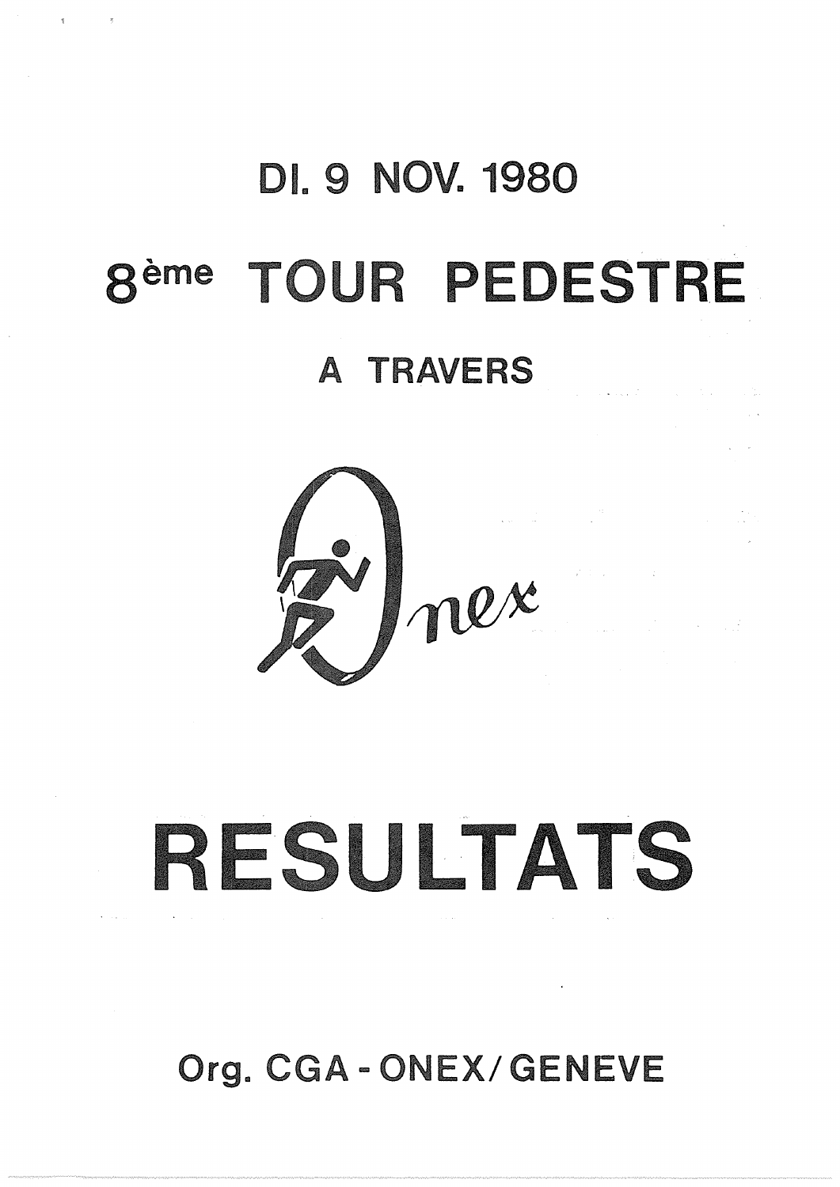# DI. 9 NOV. 1980

# 8ème TOUR PEDESTRE

## A TRAVERS

Onex

# RESULTATS

**Org. CGA - ONEX/GENEVE**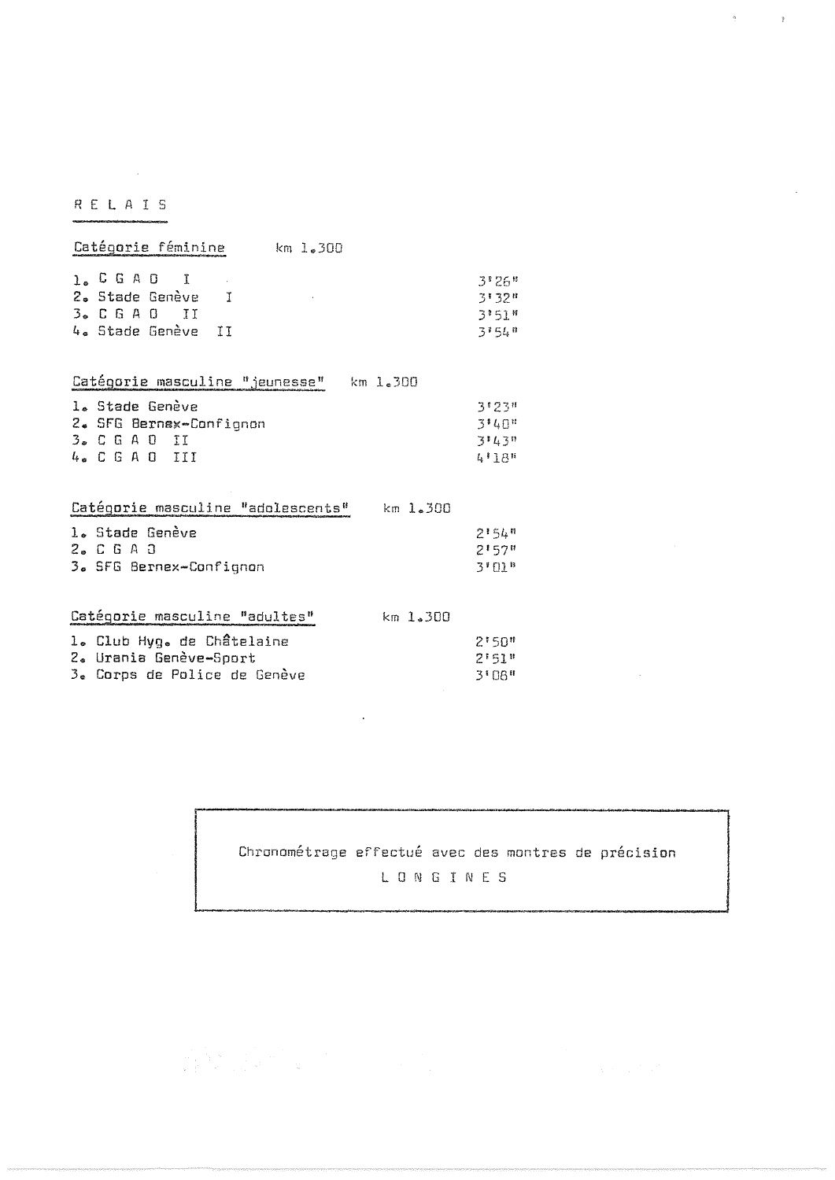## R E L A I S

### Catégorie féminine — km 1.300

1. C G A O I — 3'26"
2. Stade Genève I — 3'32"
3. C G A O II — 3'51"
4. Stade Genève II — 3'54"

### Catégorie masculine "jeunesse" — km 1.300

1. Stade Genève — 3'23"
2. SFG Bernex-Confignon — 3'40"
3. C G A O II — 3'43"
4. C G A O III — 4'18"

### Catégorie masculine "adolescents" — km 1.300

1. Stade Genève — 2'54"
2. C G A O — 2'57"
3. SFG Bernex-Confignon — 3'01"

### Catégorie masculine "adultes" — km 1.300

1. Club Hyg. de Châtelaine — 2'50"
2. Urania Genève-Sport — 2'51"
3. Corps de Police de Genève — 3'08"

---

Chronométrage effectué avec des montres de précision

L O N G I N E S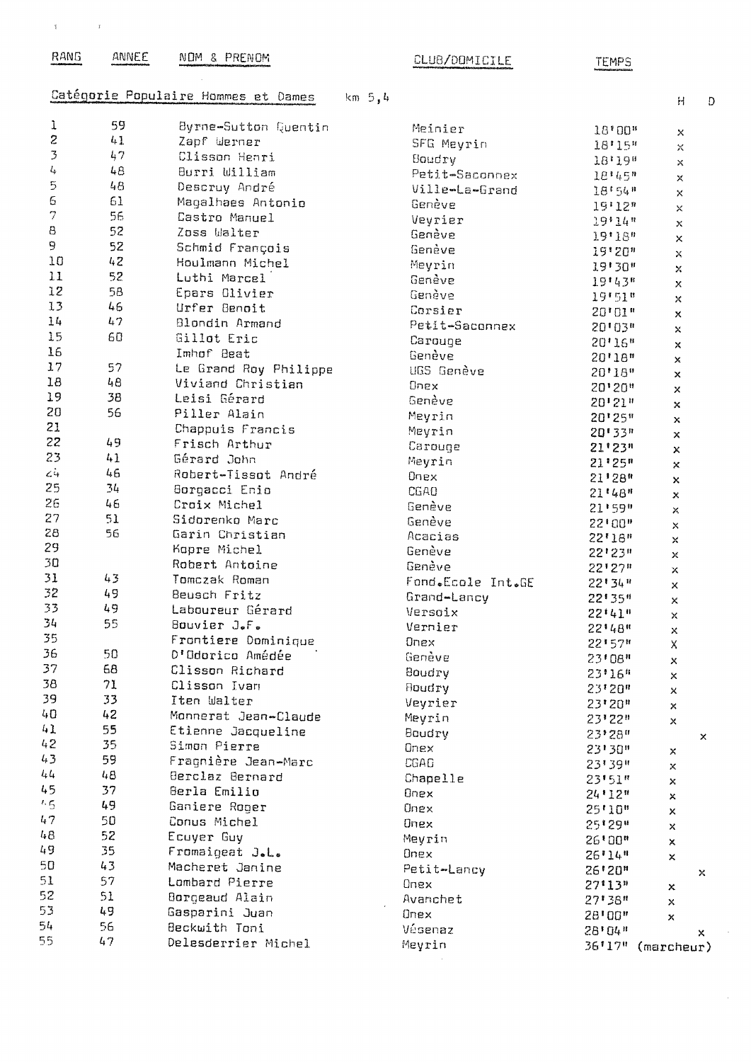| RANG | ANNEE | NOM & PRENOM | CLUB/DOMICILE | TEMPS | H | D |
|---|---|---|---|---|---|---|
| **Catégorie Populaire Hommes et Dames** | | km 5,4 | | | | |
| 1 | 59 | Byrne-Sutton Quentin | Meinier | 18'00" | x | |
| 2 | 41 | Zapf Werner | SFG Meyrin | 18'15" | x | |
| 3 | 47 | Clisson Henri | Boudry | 18'19" | x | |
| 4 | 48 | Burri William | Petit-Saconnex | 18'45" | x | |
| 5 | 48 | Descruy André | Ville-La-Grand | 18'54" | x | |
| 6 | 61 | Magalhaes Antonio | Genève | 19'12" | x | |
| 7 | 56 | Castro Manuel | Veyrier | 19'14" | x | |
| 8 | 52 | Zoss Walter | Genève | 19'18" | x | |
| 9 | 52 | Schmid François | Genève | 19'20" | x | |
| 10 | 42 | Houlmann Michel | Meyrin | 19'30" | x | |
| 11 | 52 | Luthi Marcel | Genève | 19'43" | x | |
| 12 | 58 | Epars Olivier | Genève | 19'51" | x | |
| 13 | 46 | Urfer Benoit | Corsier | 20'01" | x | |
| 14 | 47 | Blondin Armand | Petit-Saconnex | 20'03" | x | |
| 15 | 60 | Gillot Eric | Carouge | 20'16" | x | |
| 16 | | Imhof Beat | Genève | 20'18" | x | |
| 17 | 57 | Le Grand Roy Philippe | UGS Genève | 20'18" | x | |
| 18 | 48 | Viviand Christian | Onex | 20'20" | x | |
| 19 | 38 | Leisi Gérard | Genève | 20'21" | x | |
| 20 | 56 | Piller Alain | Meyrin | 20'25" | x | |
| 21 | | Chappuis Francis | Meyrin | 20'33" | x | |
| 22 | 49 | Frisch Arthur | Carouge | 21'23" | x | |
| 23 | 41 | Gérard John | Meyrin | 21'25" | x | |
| 24 | 46 | Robert-Tissot André | Onex | 21'28" | x | |
| 25 | 34 | Borgacci Enio | CGAO | 21'48" | x | |
| 26 | 46 | Croix Michel | Genève | 21'59" | x | |
| 27 | 51 | Sidorenko Marc | Genève | 22'00" | x | |
| 28 | 56 | Garin Christian | Acacias | 22'18" | x | |
| 29 | | Kopre Michel | Genève | 22'23" | x | |
| 30 | | Robert Antoine | Genève | 22'27" | x | |
| 31 | 43 | Tomczak Roman | Fond.Ecole Int.GE | 22'34" | x | |
| 32 | 49 | Beusch Fritz | Grand-Lancy | 22'35" | x | |
| 33 | 49 | Laboureur Gérard | Versoix | 22'41" | x | |
| 34 | 55 | Bouvier J.F. | Vernier | 22'48" | x | |
| 35 | | Frontiere Dominique | Onex | 22'57" | x | |
| 36 | 50 | D'Odorico Amédée | Genève | 23'08" | x | |
| 37 | 68 | Clisson Richard | Boudry | 23'16" | x | |
| 38 | 71 | Clisson Ivan | Boudry | 23'20" | x | |
| 39 | 33 | Iten Walter | Veyrier | 23'20" | x | |
| 40 | 42 | Monnerat Jean-Claude | Meyrin | 23'22" | x | |
| 41 | 55 | Etienne Jacqueline | Boudry | 23'28" | | x |
| 42 | 35 | Simon Pierre | Onex | 23'30" | x | |
| 43 | 59 | Fragnière Jean-Marc | CGAO | 23'39" | x | |
| 44 | 48 | Berclaz Bernard | Chapelle | 23'51" | x | |
| 45 | 37 | Berla Emilio | Onex | 24'12" | x | |
| 46 | 49 | Ganiere Roger | Onex | 25'10" | x | |
| 47 | 50 | Conus Michel | Onex | 25'29" | x | |
| 48 | 52 | Ecuyer Guy | Meyrin | 26'00" | x | |
| 49 | 35 | Fromaigeat J.L. | Onex | 26'14" | x | |
| 50 | 43 | Macheret Janine | Petit-Lancy | 26'20" | | x |
| 51 | 57 | Lombard Pierre | Onex | 27'13" | x | |
| 52 | 51 | Borgeaud Alain | Avanchet | 27'38" | x | |
| 53 | 49 | Gasparini Juan | Onex | 28'00" | x | |
| 54 | 56 | Beckwith Toni | Vésenaz | 28'04" | | x |
| 55 | 47 | Delesderrier Michel | Meyrin | 36'17" (marcheur) | | |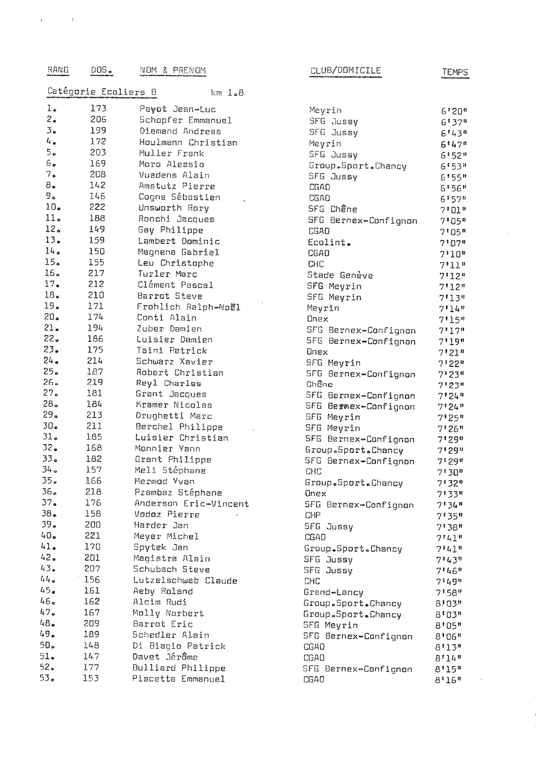| RANG | DOS. | NOM & PRENOM | CLUB/DOMICILE | TEMPS |
|---|---|---|---|---|
| **Catégorie Ecoliers B** | | km 1.8 | | |
| 1. | 173 | Payot Jean-Luc | Meyrin | 6'20" |
| 2. | 206 | Schopfer Emmanuel | SFG Jussy | 6'37" |
| 3. | 199 | Diemand Andreas | SFG Jussy | 6'43" |
| 4. | 172 | Houlmann Christian | Meyrin | 6'47" |
| 5. | 203 | Muller Frank | SFG Jussy | 6'52" |
| 6. | 169 | Moro Alessio | Group.Sport.Chancy | 6'53" |
| 7. | 208 | Vuadens Alain | SFG Jussy | 6'55" |
| 8. | 142 | Amstutz Pierre | CGAO | 6'56" |
| 9. | 146 | Cogne Sébastien | CGAO | 6'57" |
| 10. | 222 | Unsworth Rory | SFG Chêne | 7'01" |
| 11. | 188 | Ronchi Jacques | SFG Bernex-Confignon | 7'05" |
| 12. | 149 | Gay Philippe | CGAO | 7'05" |
| 13. | 159 | Lambert Dominic | Ecolint. | 7'07" |
| 14. | 150 | Magnena Gabriel | CGAO | 7'10" |
| 15. | 155 | Leu Christophe | CHC | 7'11" |
| 16. | 217 | Turler Marc | Stade Genève | 7'12" |
| 17. | 212 | Clément Pascal | SFG Meyrin | 7'12" |
| 18. | 210 | Barrot Steve | SFG Meyrin | 7'13" |
| 19. | 171 | Frohlich Ralph-Noël | Meyrin | 7'14" |
| 20. | 174 | Conti Alain | Onex | 7'15" |
| 21. | 194 | Zuber Damien | SFG Bernex-Confignon | 7'17" |
| 22. | 186 | Luisier Damien | SFG Bernex-Confignon | 7'19" |
| 23. | 175 | Taini Patrick | Onex | 7'21" |
| 24. | 214 | Schwarz Xavier | SFG Meyrin | 7'22" |
| 25. | 187 | Robert Christian | SFG Bernex-Confignon | 7'23" |
| 26. | 219 | Reyl Charles | Chêne | 7'23" |
| 27. | 181 | Grant Jacques | SFG Bernex-Confignon | 7'24" |
| 28. | 184 | Kramer Nicolas | SFG Bernex-Confignon | 7'24" |
| 29. | 213 | Drughetti Marc | SFG Meyrin | 7'25" |
| 30. | 211 | Berchel Philippe | SFG Meyrin | 7'26" |
| 31. | 185 | Luisier Christian | SFG Bernex-Confignon | 7'29" |
| 32. | 168 | Monnier Yann | Group.Sport.Chancy | 7'29" |
| 33. | 182 | Grant Philippe | SFG Bernex-Confignon | 7'29" |
| 34. | 157 | Meli Stéphane | CHC | 7'30" |
| 35. | 166 | Mermod Yvan | Group.Sport.Chancy | 7'32" |
| 36. | 218 | Pzambaz Stéphane | Onex | 7'33" |
| 37. | 176 | Anderson Eric-Vincent | SFG Bernex-Confignon | 7'34" |
| 38. | 158 | Vodoz Pierre | CHP | 7'35" |
| 39. | 200 | Harder Jan | SFG Jussy | 7'38" |
| 40. | 221 | Meyer Michel | CGAO | 7'41" |
| 41. | 170 | Spytek Jan | Group.Sport.Chancy | 7'41" |
| 42. | 201 | Magistra Alain | SFG Jussy | 7'43" |
| 43. | 207 | Schubach Steve | SFG Jussy | 7'46" |
| 44. | 156 | Lutzelschwab Claude | CHC | 7'49" |
| 45. | 161 | Aeby Roland | Grand-Lancy | 7'58" |
| 46. | 162 | Alcim Rudi | Group.Sport.Chancy | 8'03" |
| 47. | 167 | Molly Norbert | Group.Sport.Chancy | 8'03" |
| 48. | 209 | Barrot Eric | SFG Meyrin | 8'05" |
| 49. | 189 | Schedler Alain | SFG Bernex-Confignon | 8'06" |
| 50. | 148 | Di Biagio Patrick | CGAO | 8'13" |
| 51. | 147 | Davet Jérôme | CGAO | 8'14" |
| 52. | 177 | Bulliard Philippe | SFG Bernex-Confignon | 8'15" |
| 53. | 153 | Piscetta Emmanuel | CGAO | 8'16" |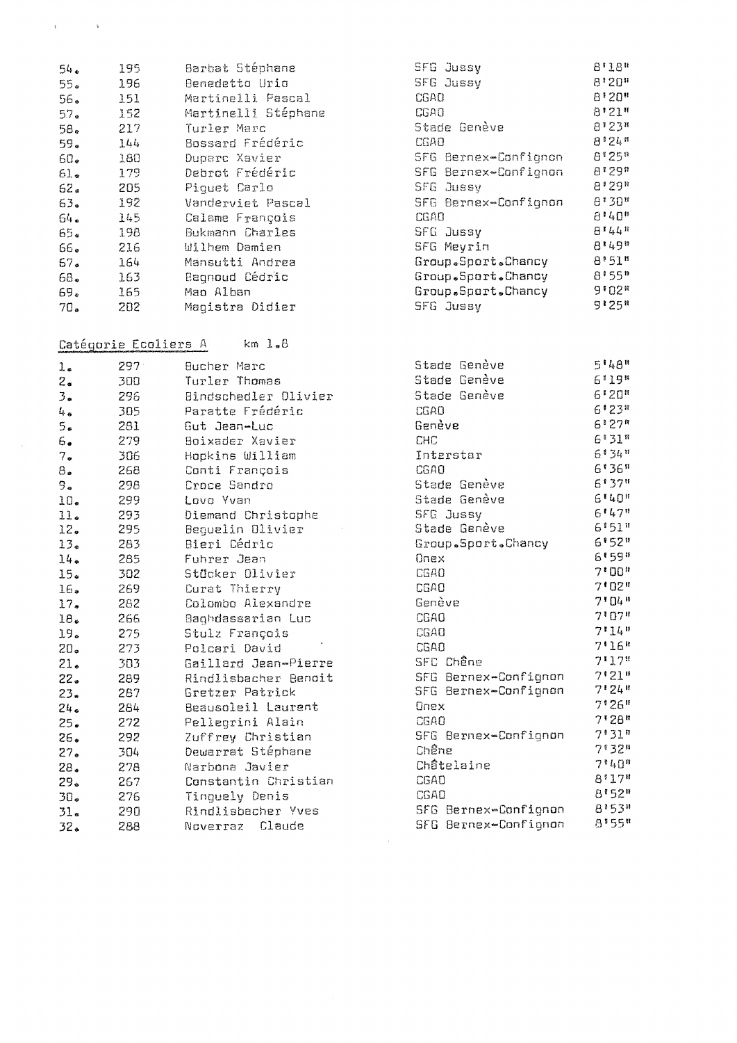| | | | | |
|---|---|---|---|---|
| 54. | 195 | Barbat Stéphane | SFG Jussy | 8'18" |
| 55. | 196 | Benedetto Urio | SFG Jussy | 8'20" |
| 56. | 151 | Martinelli Pascal | CGAO | 8'20" |
| 57. | 152 | Martinelli Stéphane | CGAO | 8'21" |
| 58. | 217 | Turler Marc | Stade Genève | 8'23" |
| 59. | 144 | Bossard Frédéric | CGAO | 8'24" |
| 60. | 180 | Duparc Xavier | SFG Bernex-Confignon | 8'25" |
| 61. | 179 | Debrot Frédéric | SFG Bernex-Confignon | 8'29" |
| 62. | 205 | Piguet Carlo | SFG Jussy | 8'29" |
| 63. | 192 | Vanderviet Pascal | SFG Bernex-Confignon | 8'30" |
| 64. | 145 | Calame François | CGAO | 8'40" |
| 65. | 198 | Bukmann Charles | SFG Jussy | 8'44" |
| 66. | 216 | Wilhem Damien | SFG Meyrin | 8'49" |
| 67. | 164 | Mansutti Andrea | Group.Sport.Chancy | 8'51" |
| 68. | 163 | Bagnoud Cédric | Group.Sport.Chancy | 8'55" |
| 69. | 165 | Mao Alban | Group.Sport.Chancy | 9'02" |
| 70. | 202 | Magistra Didier | SFG Jussy | 9'25" |

Catégorie Ecoliers A km 1.8

| | | | | |
|---|---|---|---|---|
| 1. | 297 | Bucher Marc | Stade Genève | 5'48" |
| 2. | 300 | Turler Thomas | Stade Genève | 6'19" |
| 3. | 296 | Bindschedler Olivier | Stade Genève | 6'20" |
| 4. | 305 | Paratte Frédéric | CGAO | 6'23" |
| 5. | 281 | Gut Jean-Luc | Genève | 6'27" |
| 6. | 279 | Boixader Xavier | CHC | 6'31" |
| 7. | 306 | Hopkins William | Interstar | 6'34" |
| 8. | 268 | Conti François | CGAO | 6'36" |
| 9. | 298 | Croce Sandro | Stade Genève | 6'37" |
| 10. | 299 | Lovo Yvan | Stade Genève | 6'40" |
| 11. | 293 | Diemand Christophe | SFG Jussy | 6'47" |
| 12. | 295 | Beguelin Olivier | Stade Genève | 6'51" |
| 13. | 283 | Bieri Cédric | Group.Sport.Chancy | 6'52" |
| 14. | 285 | Fuhrer Jean | Onex | 6'59" |
| 15. | 302 | Stöcker Olivier | CGAO | 7'00" |
| 16. | 269 | Curat Thierry | CGAO | 7'02" |
| 17. | 282 | Colombo Alexandre | Genève | 7'04" |
| 18. | 266 | Baghdassarian Luc | CGAO | 7'07" |
| 19. | 275 | Stulz François | CGAO | 7'14" |
| 20. | 273 | Polcari David | CGAO | 7'16" |
| 21. | 303 | Gaillard Jean-Pierre | SFC Chêne | 7'17" |
| 22. | 289 | Rindlisbacher Benoit | SFG Bernex-Confignon | 7'21" |
| 23. | 287 | Gretzer Patrick | SFG Bernex-Confignon | 7'24" |
| 24. | 284 | Beausoleil Laurent | Onex | 7'26" |
| 25. | 272 | Pellegrini Alain | CGAO | 7'28" |
| 26. | 292 | Zuffrey Christian | SFG Bernex-Confignon | 7'31" |
| 27. | 304 | Dewarrat Stéphane | Chêne | 7'32" |
| 28. | 278 | Narbona Javier | Châtelaine | 7'40" |
| 29. | 267 | Constantin Christian | CGAO | 8'17" |
| 30. | 276 | Tinguely Denis | CGAO | 8'52" |
| 31. | 290 | Rindlisbacher Yves | SFG Bernex-Confignon | 8'53" |
| 32. | 288 | Noverraz Claude | SFG Bernex-Confignon | 8'55" |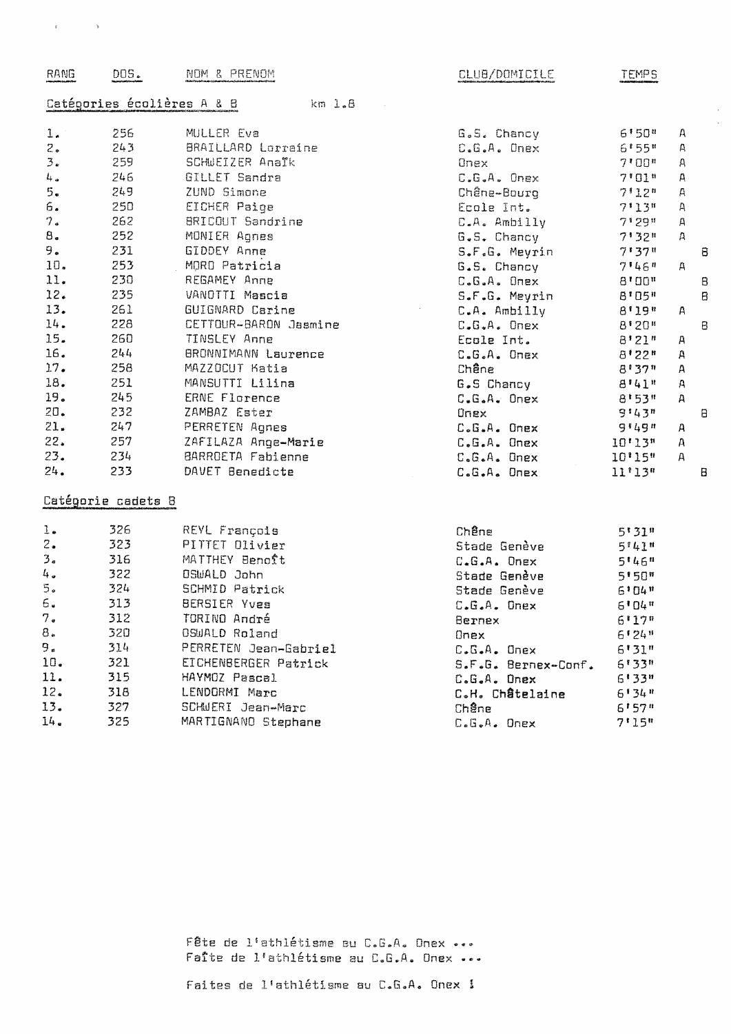| RANG | DOS. | NOM & PRENOM | CLUB/DOMICILE | TEMPS | | |
|---|---|---|---|---|---|---|
| **Catégories écolières A & B** | | km 1.8 | | | | |
| 1. | 256 | MULLER Eva | G.S. Chancy | 6'50" | A | |
| 2. | 243 | BRAILLARD Lorraine | C.G.A. Onex | 6'55" | A | |
| 3. | 259 | SCHWEIZER Anaïk | Onex | 7'00" | A | |
| 4. | 246 | GILLET Sandra | C.G.A. Onex | 7'01" | A | |
| 5. | 249 | ZUND Simone | Chêne-Bourg | 7'12" | A | |
| 6. | 250 | EICHER Paige | Ecole Int. | 7'13" | A | |
| 7. | 262 | BRICOUT Sandrine | C.A. Ambilly | 7'29" | A | |
| 8. | 252 | MONIER Agnes | G.S. Chancy | 7'32" | A | |
| 9. | 231 | GIDDEY Anne | S.F.G. Meyrin | 7'37" | | B |
| 10. | 253 | MORO Patricia | G.S. Chancy | 7'46" | A | |
| 11. | 230 | REGAMEY Anne | C.G.A. Onex | 8'00" | | B |
| 12. | 235 | VANOTTI Mascia | S.F.G. Meyrin | 8'05" | | B |
| 13. | 261 | GUIGNARD Carine | C.A. Ambilly | 8'19" | A | |
| 14. | 228 | CETTOUR-BARON Jasmine | C.G.A. Onex | 8'20" | | B |
| 15. | 260 | TINSLEY Anne | Ecole Int. | 8'21" | A | |
| 16. | 244 | BRONNIMANN Laurence | C.G.A. Onex | 8'22" | A | |
| 17. | 258 | MAZZOCUT Katia | Chêne | 8'37" | A | |
| 18. | 251 | MANSUTTI Lilina | G.S Chancy | 8'41" | A | |
| 19. | 245 | ERNE Florence | C.G.A. Onex | 8'53" | A | |
| 20. | 232 | ZAMBAZ Ester | Onex | 9'43" | | B |
| 21. | 247 | PERRETEN Agnes | C.G.A. Onex | 9'49" | A | |
| 22. | 257 | ZAFILAZA Ange-Marie | C.G.A. Onex | 10'13" | A | |
| 23. | 234 | BARROETA Fabienne | C.G.A. Onex | 10'15" | A | |
| 24. | 233 | DAVET Benedicte | C.G.A. Onex | 11'13" | | B |

**Catégorie cadets B**

| RANG | DOS. | NOM & PRENOM | CLUB/DOMICILE | TEMPS |
|---|---|---|---|---|
| 1. | 326 | REYL François | Chêne | 5'31" |
| 2. | 323 | PITTET Olivier | Stade Genève | 5'41" |
| 3. | 316 | MATTHEY Benoît | C.G.A. Onex | 5'46" |
| 4. | 322 | OSWALD John | Stade Genève | 5'50" |
| 5. | 324 | SCHMID Patrick | Stade Genève | 6'04" |
| 6. | 313 | BERSIER Yves | C.G.A. Onex | 6'04" |
| 7. | 312 | TORINO André | Bernex | 6'17" |
| 8. | 320 | OSWALD Roland | Onex | 6'24" |
| 9. | 314 | PERRETEN Jean-Gabriel | C.G.A. Onex | 6'31" |
| 10. | 321 | EICHENBERGER Patrick | S.F.G. Bernex-Conf. | 6'33" |
| 11. | 315 | HAYMOZ Pascal | C.G.A. Onex | 6'33" |
| 12. | 318 | LENDORMI Marc | C.H. Châtelaine | 6'34" |
| 13. | 327 | SCHWERI Jean-Marc | Chêne | 6'57" |
| 14. | 325 | MARTIGNANO Stephane | C.G.A. Onex | 7'15" |

Fête de l'athlétisme au C.G.A. Onex ...
Faîte de l'athlétisme au C.G.A. Onex ...

Faites de l'athlétisme au C.G.A. Onex !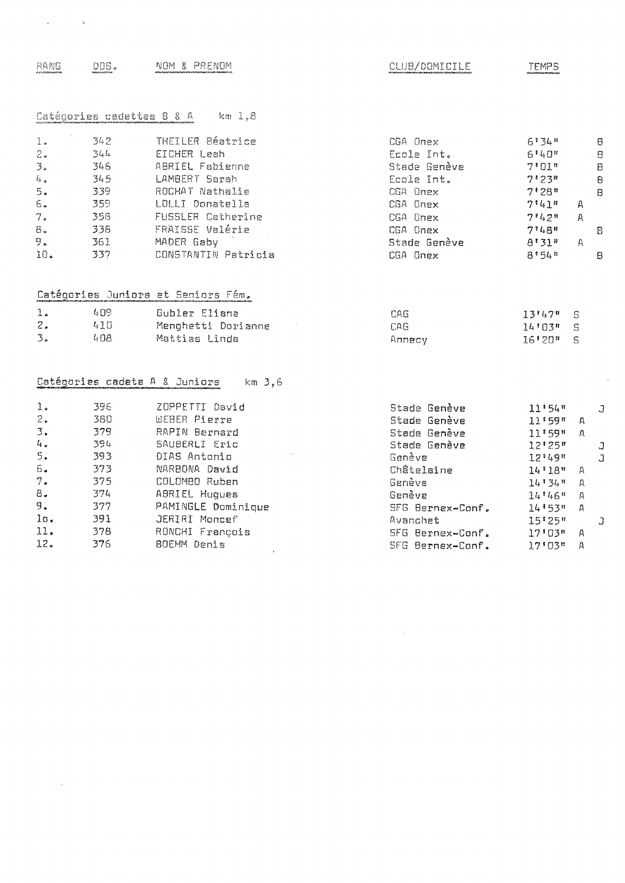| RANG | DOS. | NOM & PRENOM | CLUB/DOMICILE | TEMPS | | |
|---|---|---|---|---|---|---|

### Catégories cadettes B & A  km 1,8

| RANG | DOS. | NOM & PRENOM | CLUB/DOMICILE | TEMPS | | |
|---|---|---|---|---|---|---|
| 1. | 342 | THEILER Béatrice | CGA Onex | 6'34" | | B |
| 2. | 344 | EICHER Leah | Ecole Int. | 6'40" | | B |
| 3. | 346 | ABRIEL Fabienne | Stade Genève | 7'01" | | B |
| 4. | 345 | LAMBERT Sarah | Ecole Int. | 7'23" | | B |
| 5. | 339 | ROCHAT Nathalie | CGA Onex | 7'28" | | B |
| 6. | 359 | LOLLI Donatella | CGA Onex | 7'41" | A | |
| 7. | 358 | FUSSLER Catherine | CGA Onex | 7'42" | A | |
| 8. | 338 | FRAISSE Valérie | CGA Onex | 7'48" | | B |
| 9. | 361 | MADER Gaby | Stade Genève | 8'31" | A | |
| 10. | 337 | CONSTANTIN Patricia | CGA Onex | 8'54" | | B |

### Catégories Juniors et Seniors Fém.

| RANG | DOS. | NOM & PRENOM | CLUB/DOMICILE | TEMPS | |
|---|---|---|---|---|---|
| 1. | 409 | Gubler Eliane | CAG | 13'47" | S |
| 2. | 410 | Menghetti Dorianne | CAG | 14'03" | S |
| 3. | 408 | Mattias Linda | Annecy | 16'20" | S |

### Catégories cadets A & Juniors  km 3,6

| RANG | DOS. | NOM & PRENOM | CLUB/DOMICILE | TEMPS | | |
|---|---|---|---|---|---|---|
| 1. | 396 | ZOPPETTI David | Stade Genève | 11'54" | | J |
| 2. | 380 | WEBER Pierre | Stade Genève | 11'59" | A | |
| 3. | 379 | RAPIN Bernard | Stade Genève | 11'59" | A | |
| 4. | 394 | SAUBERLI Eric | Stade Genève | 12'25" | | J |
| 5. | 393 | DIAS Antonio | Genève | 12'49" | | J |
| 6. | 373 | NARBONA David | Châtelaine | 14'18" | A | |
| 7. | 375 | COLOMBO Ruben | Genève | 14'34" | A | |
| 8. | 374 | ABRIEL Hugues | Genève | 14'46" | A | |
| 9. | 377 | PAMINGLE Dominique | SFG Bernex-Conf. | 14'53" | A | |
| 1o. | 391 | JERIRI Moncef | Avanchet | 15'25" | | J |
| 11. | 378 | RONCHI François | SFG Bernex-Conf. | 17'03" | A | |
| 12. | 376 | BOEHM Denis | SFG Bernex-Conf. | 17'03" | A | |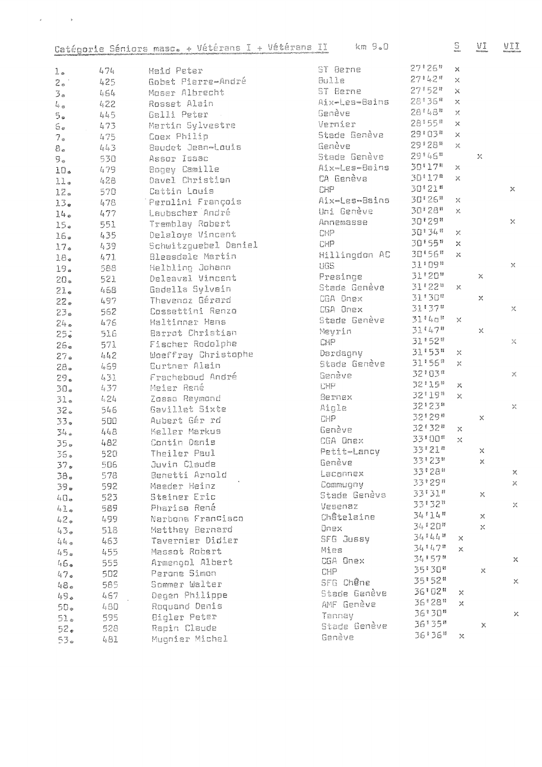## Catégorie Séniors masc. + Vétérans I + Vétérans II   km 9.0

| Rang | No | Nom | Club | Temps | S | VI | VII |
|---|---|---|---|---|---|---|---|
| 1. | 474 | Haid Peter | ST Berne | 27'26" | x | | |
| 2. | 425 | Gobet Pierre-André | Bulle | 27'42" | x | | |
| 3. | 464 | Moser Albrecht | ST Berne | 27'52" | x | | |
| 4. | 422 | Rosset Alain | Aix-Les-Bains | 28'36" | x | | |
| 5. | 445 | Galli Peter | Genève | 28'48" | x | | |
| 6. | 473 | Martin Sylvestre | Vernier | 28'55" | x | | |
| 7. | 475 | Coex Philip | Stade Genève | 29'03" | x | | |
| 8. | 443 | Baudet Jean-Louis | Genève | 29'28" | x | | |
| 9. | 530 | Assor Isaac | Stade Genève | 29'46" | | x | |
| 10. | 479 | Bogey Camille | Aix-Les-Bains | 30'17" | x | | |
| 11. | 428 | Davel Christian | CA Genève | 30'17" | x | | |
| 12. | 570 | Cattin Louis | CHP | 30'21" | | | x |
| 13. | 478 | Perolini François | Aix-Les-Bains | 30'26" | x | | |
| 14. | 477 | Laubscher André | Uni Genève | 30'28" | x | | |
| 15. | 551 | Tremblay Robert | Annemasse | 30'29" | | | x |
| 16. | 435 | Delaloye Vincent | CHP | 30'34" | x | | |
| 17. | 439 | Schwitzguebel Daniel | CHP | 30'55" | x | | |
| 18. | 471 | Bleasdale Martin | Hillingdon AC | 30'56" | x | | |
| 19. | 588 | Helbling Johann | UGS | 31'09" | | | x |
| 20. | 521 | Deleaval Vincent | Presinge | 31'20" | | x | |
| 21. | 468 | Gadella Sylvain | Stade Genève | 31'22" | x | | |
| 22. | 497 | Thevenoz Gérard | CGA Onex | 31'30" | | x | |
| 23. | 562 | Cossettini Renzo | CGA Onex | 31'37" | | | x |
| 24. | 476 | Haltinner Hans | Stade Genève | 31'40" | x | | |
| 25. | 516 | Barrot Christian | Meyrin | 31'47" | | x | |
| 26. | 571 | Fischer Rodolphe | CHP | 31'52" | | | x |
| 27. | 442 | Woeffray Christophe | Dardagny | 31'53" | x | | |
| 28. | 469 | Gurtner Alain | Stade Genève | 31'56" | x | | |
| 29. | 431 | Fracheboud André | Genève | 32'03" | | | x |
| 30. | 437 | Meier René | CHP | 32'15" | x | | |
| 31. | 424 | Zoaso Reymond | Bernex | 32'19" | x | | |
| 32. | 546 | Gavillet Sixte | Aigle | 32'23" | | | x |
| 33. | 500 | Aubert Gér rd | CHP | 32'29" | | x | |
| 34. | 448 | Keller Markus | Genève | 32'32" | x | | |
| 35. | 482 | Contin Denis | CGA Onex | 33'00" | x | | |
| 36. | 520 | Theiler Paul | Petit-Lancy | 33'21" | | x | |
| 37. | 506 | Juvin Claude | Genève | 33'23" | | x | |
| 38. | 578 | Benetti Arnold | Laconnex | 33'28" | | | x |
| 39. | 592 | Maeder Heinz | Commugny | 33'29" | | | x |
| 40. | 523 | Steiner Eric | Stade Genève | 33'31" | | x | |
| 41. | 589 | Pharisa René | Vesenaz | 33'32" | | | x |
| 42. | 499 | Narbona Francisco | Châtelaine | 34'14" | | x | |
| 43. | 518 | Matthey Bernard | Onex | 34'20" | | x | |
| 44. | 463 | Tavernier Didier | SFG Jussy | 34'44" | x | | |
| 45. | 455 | Massot Robert | Mies | 34'47" | x | | |
| 46. | 555 | Armengol Albert | CGA Onex | 34'57" | | | x |
| 47. | 502 | Perone Simon | CHP | 35'30" | | x | |
| 48. | 585 | Sommer Walter | SFG Chêne | 35'52" | | | x |
| 49. | 467 | Degen Philippe | Stade Genève | 36'02" | x | | |
| 50. | 480 | Roquand Denis | AMF Genève | 36'28" | x | | |
| 51. | 595 | Bigler Peter | Tannay | 36'30" | | | x |
| 52. | 528 | Rapin Claude | Stade Genève | 36'35" | | x | |
| 53. | 481 | Mugnier Michel | Genève | 36'36" | x | | |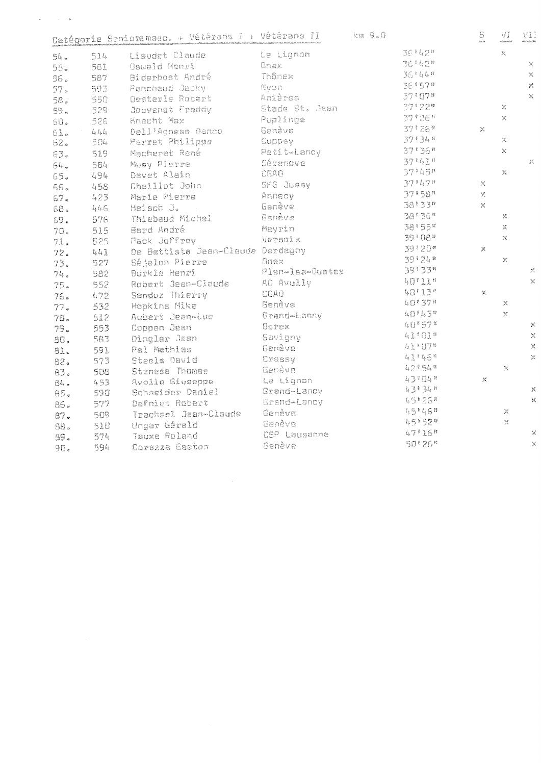Catégorie Seniorsmasc. + Vétérans I + Vétérans II    km 9.0

| | | | | | S | VI | VII |
|---|---|---|---|---|---|---|---|
| 54. | 514 | Liaudet Claude | Le Lignon | 36'42" | | x | |
| 55. | 581 | Oswald Henri | Onex | 36'42" | | | x |
| 56. | 587 | Biderbost André | Thônex | 36'44" | | | x |
| 57. | 593 | Pancheud Jacky | Nyon | 36'57" | | | x |
| 58. | 550 | Oesterle Robert | Anières | 37'07" | | | x |
| 59. | 529 | Jouvenat Freddy | Stade St. Jean | 37'22" | | x | |
| 60. | 526 | Knecht Max | Puplinge | 37'26" | | x | |
| 61. | 444 | Dell'Agnese Danco | Genève | 37'26" | x | | |
| 62. | 504 | Perret Philippe | Coppey | 37'34" | | x | |
| 63. | 519 | Macheret René | Petit-Lancy | 37'36" | | x | |
| 64. | 584 | Musy Pierre | Sézenove | 37'41" | | | x |
| 65. | 494 | Devet Alain | CGAO | 37'45" | | x | |
| 66. | 458 | Chaillot John | SFG Jussy | 37'47" | x | | |
| 67. | 423 | Marie Pierre | Annecy | 37'58" | x | | |
| 68. | 446 | Haisch J. | Genève | 38'33" | x | | |
| 69. | 576 | Thiebaud Michel | Genève | 38'36" | | x | |
| 70. | 515 | Bard André | Meyrin | 38'55" | | x | |
| 71. | 525 | Pack Jeffrey | Versoix | 39'08" | | x | |
| 72. | 441 | De Battista Jean-Claude | Dardagny | 39'20" | x | | |
| 73. | 527 | Séjalon Pierre | Onex | 39'24" | | x | |
| 74. | 582 | Burkle Henri | Plan-les-Ouates | 39'33" | | | x |
| 75. | 552 | Robert Jean-Claude | AC Avully | 40'11" | | | x |
| 76. | 472 | Sandoz Thierry | CGAO | 40'13" | x | | |
| 77. | 532 | Hopkins Mike | Genève | 40'37" | | x | |
| 78. | 512 | Aubert Jean-Luc | Grand-Lancy | 40'43" | | x | |
| 79. | 553 | Coppen Jean | Borex | 40'57" | | | x |
| 80. | 563 | Dingler Jean | Savigny | 41'01" | | | x |
| 81. | 591 | Pal Mathias | Genève | 41'07" | | | x |
| 82. | 573 | Steele David | Crassy | 41'46" | | | x |
| 83. | 508 | Stanese Thomas | Genève | 42'54" | | x | |
| 84. | 453 | Avolio Giuseppe | Le Lignon | 43'04" | x | | |
| 85. | 590 | Schneider Daniel | Grand-Lancy | 43'34" | | | x |
| 86. | 577 | Dafniet Robert | Grand-Lancy | 45'26" | | | x |
| 87. | 509 | Trachsel Jean-Claude | Genève | 45'46" | | x | |
| 88. | 510 | Ungar Gérald | Genève | 45'52" | | x | |
| 89. | 574 | Tauxe Roland | CSP Lausanne | 47'16" | | | x |
| 90. | 594 | Corazza Gaston | Genève | 50'26" | | | x |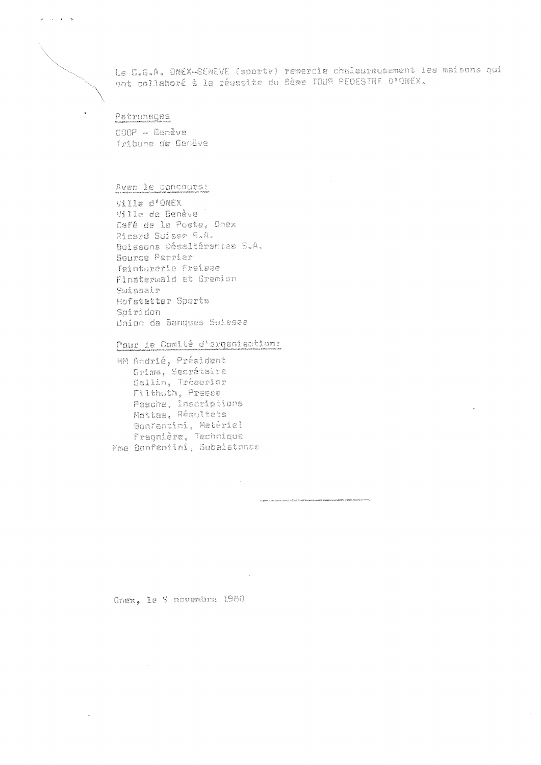Le C.G.A. ONEX-GENEVE (sports) remercie chaleureusement les maisons qui ont collaboré à la réussite du 8ème TOUR PEDESTRE D'ONEX.

Patronages

COOP - Genève
Tribune de Genève

Avec le concours:

Ville d'ONEX
Ville de Genève
Café de la Poste, Onex
Ricard Suisse S.A.
Boissons Désaltérantes S.A.
Source Perrier
Teinturerie Fraisse
Finsterwald et Gremion
Swissair
Hofstetter Sports
Spiridon
Union de Banques Suisses

Pour le Comité d'organisation:

MM Andrié, Président
Grimm, Secrétaire
Gallin, Trésorier
Filthuth, Presse
Pasche, Inscriptions
Mottas, Résultats
Bonfantini, Matériel
Fragnière, Technique
Mme Bonfantini, Subsistance

Onex, le 9 novembre 1980